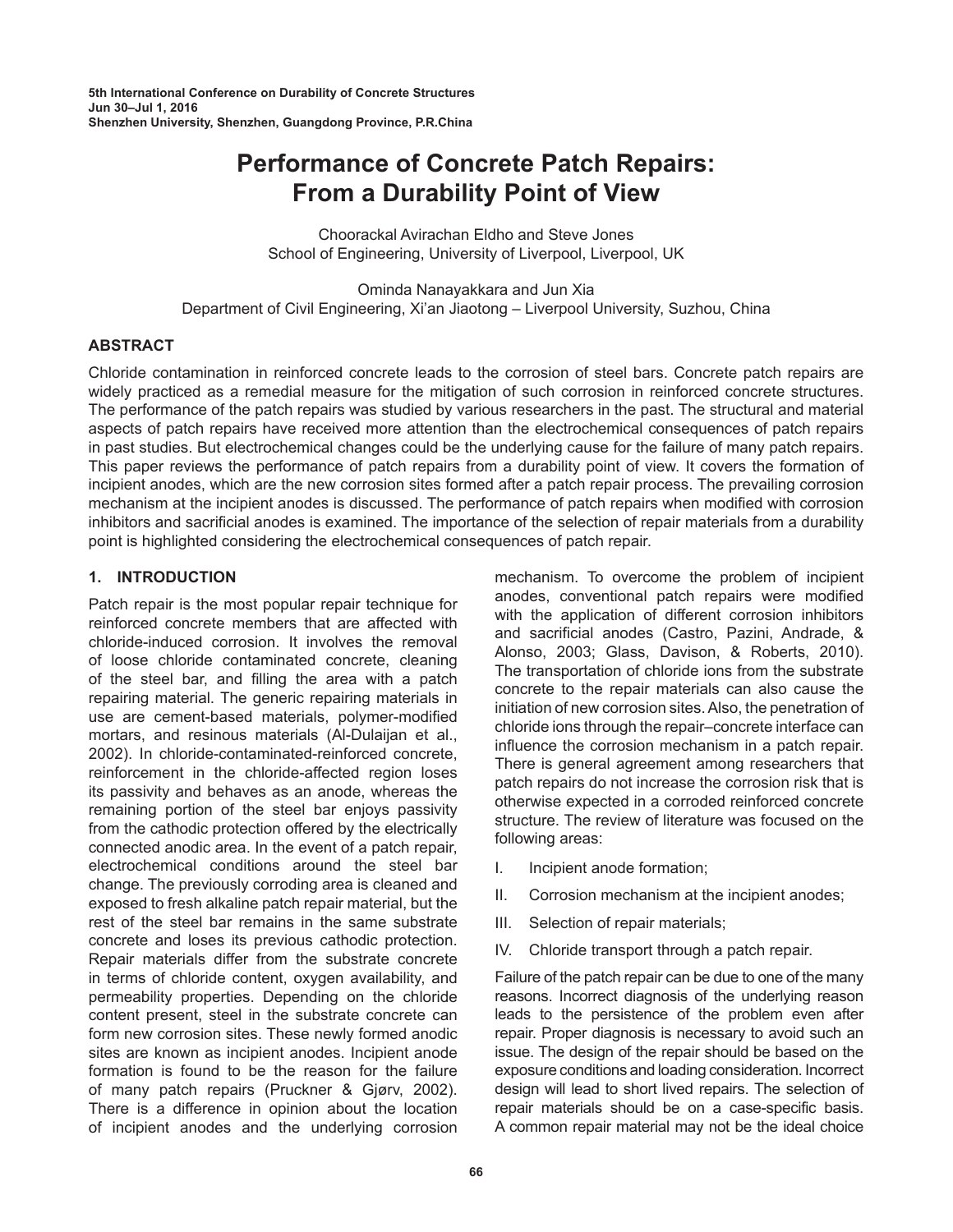5th International Conference on Durability of Concrete Structures
Jun 30–Jul 1, 2016
Shenzhen University, Shenzhen, Guangdong Province, P.R.China

# Performance of Concrete Patch Repairs: From a Durability Point of View

Choorackal Avirachan Eldho and Steve Jones
School of Engineering, University of Liverpool, Liverpool, UK

Ominda Nanayakkara and Jun Xia
Department of Civil Engineering, Xi'an Jiaotong – Liverpool University, Suzhou, China

## ABSTRACT

Chloride contamination in reinforced concrete leads to the corrosion of steel bars. Concrete patch repairs are widely practiced as a remedial measure for the mitigation of such corrosion in reinforced concrete structures. The performance of the patch repairs was studied by various researchers in the past. The structural and material aspects of patch repairs have received more attention than the electrochemical consequences of patch repairs in past studies. But electrochemical changes could be the underlying cause for the failure of many patch repairs. This paper reviews the performance of patch repairs from a durability point of view. It covers the formation of incipient anodes, which are the new corrosion sites formed after a patch repair process. The prevailing corrosion mechanism at the incipient anodes is discussed. The performance of patch repairs when modified with corrosion inhibitors and sacrificial anodes is examined. The importance of the selection of repair materials from a durability point is highlighted considering the electrochemical consequences of patch repair.

## 1. INTRODUCTION

Patch repair is the most popular repair technique for reinforced concrete members that are affected with chloride-induced corrosion. It involves the removal of loose chloride contaminated concrete, cleaning of the steel bar, and filling the area with a patch repairing material. The generic repairing materials in use are cement-based materials, polymer-modified mortars, and resinous materials (Al-Dulaijan et al., 2002). In chloride-contaminated-reinforced concrete, reinforcement in the chloride-affected region loses its passivity and behaves as an anode, whereas the remaining portion of the steel bar enjoys passivity from the cathodic protection offered by the electrically connected anodic area. In the event of a patch repair, electrochemical conditions around the steel bar change. The previously corroding area is cleaned and exposed to fresh alkaline patch repair material, but the rest of the steel bar remains in the same substrate concrete and loses its previous cathodic protection. Repair materials differ from the substrate concrete in terms of chloride content, oxygen availability, and permeability properties. Depending on the chloride content present, steel in the substrate concrete can form new corrosion sites. These newly formed anodic sites are known as incipient anodes. Incipient anode formation is found to be the reason for the failure of many patch repairs (Pruckner & Gjørv, 2002). There is a difference in opinion about the location of incipient anodes and the underlying corrosion mechanism. To overcome the problem of incipient anodes, conventional patch repairs were modified with the application of different corrosion inhibitors and sacrificial anodes (Castro, Pazini, Andrade, & Alonso, 2003; Glass, Davison, & Roberts, 2010). The transportation of chloride ions from the substrate concrete to the repair materials can also cause the initiation of new corrosion sites. Also, the penetration of chloride ions through the repair–concrete interface can influence the corrosion mechanism in a patch repair. There is general agreement among researchers that patch repairs do not increase the corrosion risk that is otherwise expected in a corroded reinforced concrete structure. The review of literature was focused on the following areas:

I. Incipient anode formation;

II. Corrosion mechanism at the incipient anodes;

III. Selection of repair materials;

IV. Chloride transport through a patch repair.

Failure of the patch repair can be due to one of the many reasons. Incorrect diagnosis of the underlying reason leads to the persistence of the problem even after repair. Proper diagnosis is necessary to avoid such an issue. The design of the repair should be based on the exposure conditions and loading consideration. Incorrect design will lead to short lived repairs. The selection of repair materials should be on a case-specific basis. A common repair material may not be the ideal choice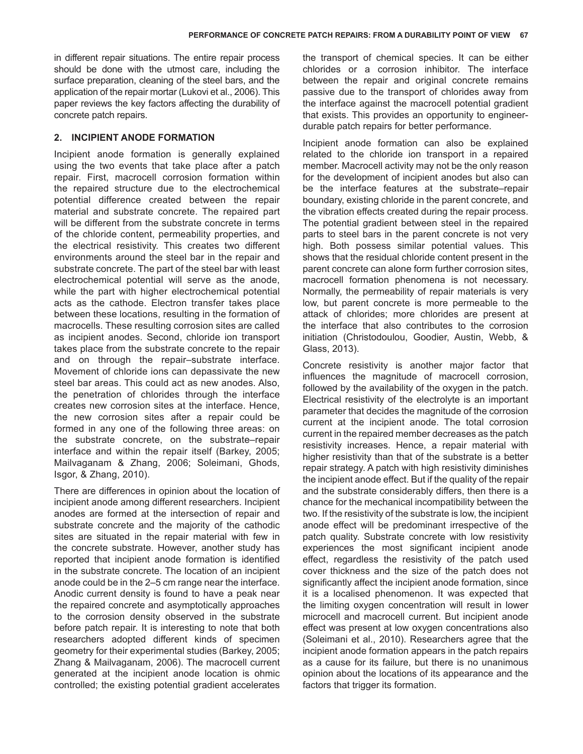in different repair situations. The entire repair process should be done with the utmost care, including the surface preparation, cleaning of the steel bars, and the application of the repair mortar (Lukovi et al., 2006). This paper reviews the key factors affecting the durability of concrete patch repairs.

## 2. INCIPIENT ANODE FORMATION

Incipient anode formation is generally explained using the two events that take place after a patch repair. First, macrocell corrosion formation within the repaired structure due to the electrochemical potential difference created between the repair material and substrate concrete. The repaired part will be different from the substrate concrete in terms of the chloride content, permeability properties, and the electrical resistivity. This creates two different environments around the steel bar in the repair and substrate concrete. The part of the steel bar with least electrochemical potential will serve as the anode, while the part with higher electrochemical potential acts as the cathode. Electron transfer takes place between these locations, resulting in the formation of macrocells. These resulting corrosion sites are called as incipient anodes. Second, chloride ion transport takes place from the substrate concrete to the repair and on through the repair–substrate interface. Movement of chloride ions can depassivate the new steel bar areas. This could act as new anodes. Also, the penetration of chlorides through the interface creates new corrosion sites at the interface. Hence, the new corrosion sites after a repair could be formed in any one of the following three areas: on the substrate concrete, on the substrate–repair interface and within the repair itself (Barkey, 2005; Mailvaganam & Zhang, 2006; Soleimani, Ghods, Isgor, & Zhang, 2010).

There are differences in opinion about the location of incipient anode among different researchers. Incipient anodes are formed at the intersection of repair and substrate concrete and the majority of the cathodic sites are situated in the repair material with few in the concrete substrate. However, another study has reported that incipient anode formation is identified in the substrate concrete. The location of an incipient anode could be in the 2–5 cm range near the interface. Anodic current density is found to have a peak near the repaired concrete and asymptotically approaches to the corrosion density observed in the substrate before patch repair. It is interesting to note that both researchers adopted different kinds of specimen geometry for their experimental studies (Barkey, 2005; Zhang & Mailvaganam, 2006). The macrocell current generated at the incipient anode location is ohmic controlled; the existing potential gradient accelerates the transport of chemical species. It can be either chlorides or a corrosion inhibitor. The interface between the repair and original concrete remains passive due to the transport of chlorides away from the interface against the macrocell potential gradient that exists. This provides an opportunity to engineer-durable patch repairs for better performance.

Incipient anode formation can also be explained related to the chloride ion transport in a repaired member. Macrocell activity may not be the only reason for the development of incipient anodes but also can be the interface features at the substrate–repair boundary, existing chloride in the parent concrete, and the vibration effects created during the repair process. The potential gradient between steel in the repaired parts to steel bars in the parent concrete is not very high. Both possess similar potential values. This shows that the residual chloride content present in the parent concrete can alone form further corrosion sites, macrocell formation phenomena is not necessary. Normally, the permeability of repair materials is very low, but parent concrete is more permeable to the attack of chlorides; more chlorides are present at the interface that also contributes to the corrosion initiation (Christodoulou, Goodier, Austin, Webb, & Glass, 2013).

Concrete resistivity is another major factor that influences the magnitude of macrocell corrosion, followed by the availability of the oxygen in the patch. Electrical resistivity of the electrolyte is an important parameter that decides the magnitude of the corrosion current at the incipient anode. The total corrosion current in the repaired member decreases as the patch resistivity increases. Hence, a repair material with higher resistivity than that of the substrate is a better repair strategy. A patch with high resistivity diminishes the incipient anode effect. But if the quality of the repair and the substrate considerably differs, then there is a chance for the mechanical incompatibility between the two. If the resistivity of the substrate is low, the incipient anode effect will be predominant irrespective of the patch quality. Substrate concrete with low resistivity experiences the most significant incipient anode effect, regardless the resistivity of the patch used cover thickness and the size of the patch does not significantly affect the incipient anode formation, since it is a localised phenomenon. It was expected that the limiting oxygen concentration will result in lower microcell and macrocell current. But incipient anode effect was present at low oxygen concentrations also (Soleimani et al., 2010). Researchers agree that the incipient anode formation appears in the patch repairs as a cause for its failure, but there is no unanimous opinion about the locations of its appearance and the factors that trigger its formation.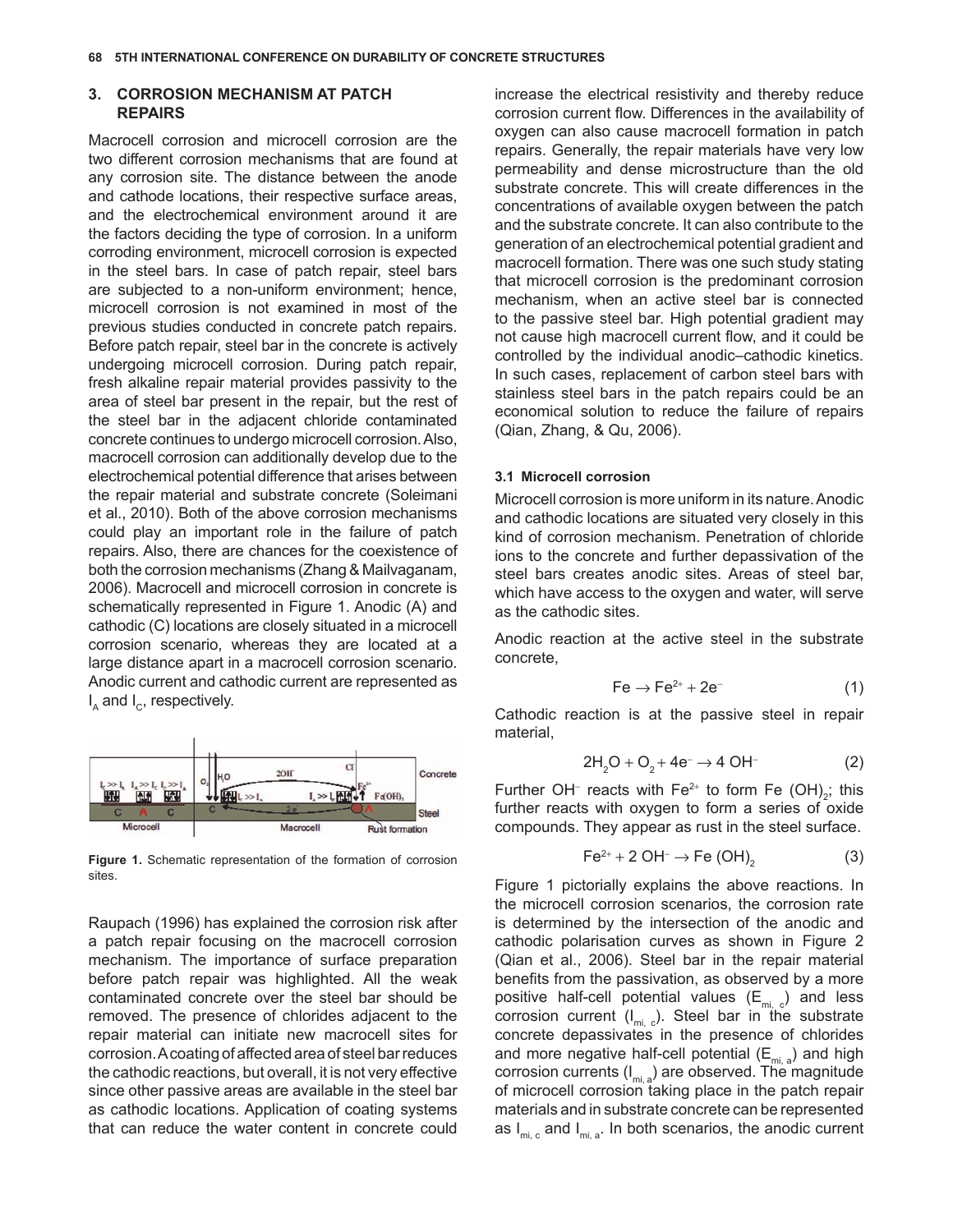## 3. CORROSION MECHANISM AT PATCH REPAIRS

Macrocell corrosion and microcell corrosion are the two different corrosion mechanisms that are found at any corrosion site. The distance between the anode and cathode locations, their respective surface areas, and the electrochemical environment around it are the factors deciding the type of corrosion. In a uniform corroding environment, microcell corrosion is expected in the steel bars. In case of patch repair, steel bars are subjected to a non-uniform environment; hence, microcell corrosion is not examined in most of the previous studies conducted in concrete patch repairs. Before patch repair, steel bar in the concrete is actively undergoing microcell corrosion. During patch repair, fresh alkaline repair material provides passivity to the area of steel bar present in the repair, but the rest of the steel bar in the adjacent chloride contaminated concrete continues to undergo microcell corrosion. Also, macrocell corrosion can additionally develop due to the electrochemical potential difference that arises between the repair material and substrate concrete (Soleimani et al., 2010). Both of the above corrosion mechanisms could play an important role in the failure of patch repairs. Also, there are chances for the coexistence of both the corrosion mechanisms (Zhang & Mailvaganam, 2006). Macrocell and microcell corrosion in concrete is schematically represented in Figure 1. Anodic (A) and cathodic (C) locations are closely situated in a microcell corrosion scenario, whereas they are located at a large distance apart in a macrocell corrosion scenario. Anodic current and cathodic current are represented as $I_A$ and $I_C$, respectively.

**Figure 1.** Schematic representation of the formation of corrosion sites.

Raupach (1996) has explained the corrosion risk after a patch repair focusing on the macrocell corrosion mechanism. The importance of surface preparation before patch repair was highlighted. All the weak contaminated concrete over the steel bar should be removed. The presence of chlorides adjacent to the repair material can initiate new macrocell sites for corrosion. A coating of affected area of steel bar reduces the cathodic reactions, but overall, it is not very effective since other passive areas are available in the steel bar as cathodic locations. Application of coating systems that can reduce the water content in concrete could increase the electrical resistivity and thereby reduce corrosion current flow. Differences in the availability of oxygen can also cause macrocell formation in patch repairs. Generally, the repair materials have very low permeability and dense microstructure than the old substrate concrete. This will create differences in the concentrations of available oxygen between the patch and the substrate concrete. It can also contribute to the generation of an electrochemical potential gradient and macrocell formation. There was one such study stating that microcell corrosion is the predominant corrosion mechanism, when an active steel bar is connected to the passive steel bar. High potential gradient may not cause high macrocell current flow, and it could be controlled by the individual anodic–cathodic kinetics. In such cases, replacement of carbon steel bars with stainless steel bars in the patch repairs could be an economical solution to reduce the failure of repairs (Qian, Zhang, & Qu, 2006).

### 3.1 Microcell corrosion

Microcell corrosion is more uniform in its nature. Anodic and cathodic locations are situated very closely in this kind of corrosion mechanism. Penetration of chloride ions to the concrete and further depassivation of the steel bars creates anodic sites. Areas of steel bar, which have access to the oxygen and water, will serve as the cathodic sites.

Anodic reaction at the active steel in the substrate concrete,

$$Fe \rightarrow Fe^{2+} + 2e^{-} \tag{1}$$

Cathodic reaction is at the passive steel in repair material,

$$2H_2O + O_2 + 4e^{-} \rightarrow 4\,OH^{-} \tag{2}$$

Further $OH^-$ reacts with $Fe^{2+}$ to form $Fe\,(OH)_2$; this further reacts with oxygen to form a series of oxide compounds. They appear as rust in the steel surface.

$$Fe^{2+} + 2\,OH^{-} \rightarrow Fe\,(OH)_2 \tag{3}$$

Figure 1 pictorially explains the above reactions. In the microcell corrosion scenarios, the corrosion rate is determined by the intersection of the anodic and cathodic polarisation curves as shown in Figure 2 (Qian et al., 2006). Steel bar in the repair material benefits from the passivation, as observed by a more positive half-cell potential values ($E_{mi,\,c}$) and less corrosion current ($I_{mi,\,c}$). Steel bar in the substrate concrete depassivates in the presence of chlorides and more negative half-cell potential ($E_{mi,\,a}$) and high corrosion currents ($I_{mi,\,a}$) are observed. The magnitude of microcell corrosion taking place in the patch repair materials and in substrate concrete can be represented as $I_{mi,\,c}$ and $I_{mi,\,a}$. In both scenarios, the anodic current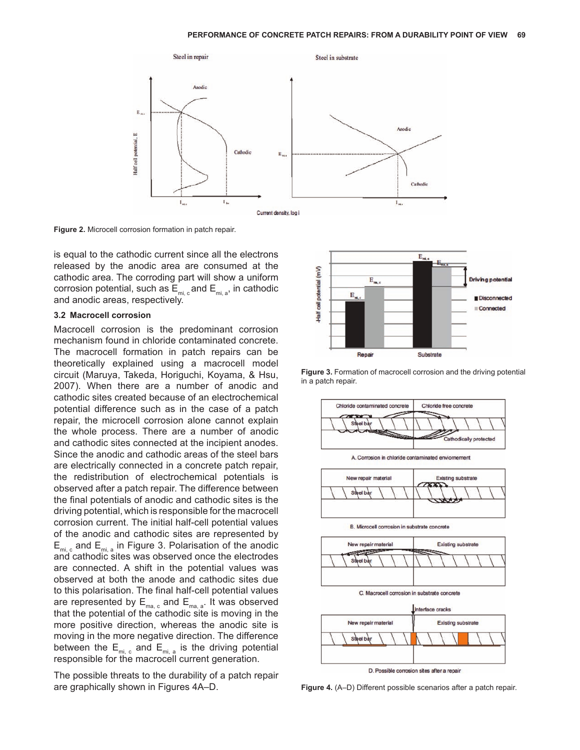Figure 2. Microcell corrosion formation in patch repair.

is equal to the cathodic current since all the electrons released by the anodic area are consumed at the cathodic area. The corroding part will show a uniform corrosion potential, such as $E_{mi,\,c}$ and $E_{mi,\,a}$, in cathodic and anodic areas, respectively.

### 3.2 Macrocell corrosion

Macrocell corrosion is the predominant corrosion mechanism found in chloride contaminated concrete. The macrocell formation in patch repairs can be theoretically explained using a macrocell model circuit (Maruya, Takeda, Horiguchi, Koyama, & Hsu, 2007). When there are a number of anodic and cathodic sites created because of an electrochemical potential difference such as in the case of a patch repair, the microcell corrosion alone cannot explain the whole process. There are a number of anodic and cathodic sites connected at the incipient anodes. Since the anodic and cathodic areas of the steel bars are electrically connected in a concrete patch repair, the redistribution of electrochemical potentials is observed after a patch repair. The difference between the final potentials of anodic and cathodic sites is the driving potential, which is responsible for the macrocell corrosion current. The initial half-cell potential values of the anodic and cathodic sites are represented by $E_{mi,\,c}$ and $E_{mi,\,a}$ in Figure 3. Polarisation of the anodic and cathodic sites was observed once the electrodes are connected. A shift in the potential values was observed at both the anode and cathodic sites due to this polarisation. The final half-cell potential values are represented by $E_{ma,\,c}$ and $E_{ma,\,a}$. It was observed that the potential of the cathodic site is moving in the more positive direction, whereas the anodic site is moving in the more negative direction. The difference between the $E_{mi,\,c}$ and $E_{mi,\,a}$ is the driving potential responsible for the macrocell current generation.

The possible threats to the durability of a patch repair are graphically shown in Figures 4A–D.

Figure 3. Formation of macrocell corrosion and the driving potential in a patch repair.

Figure 4. (A–D) Different possible scenarios after a patch repair.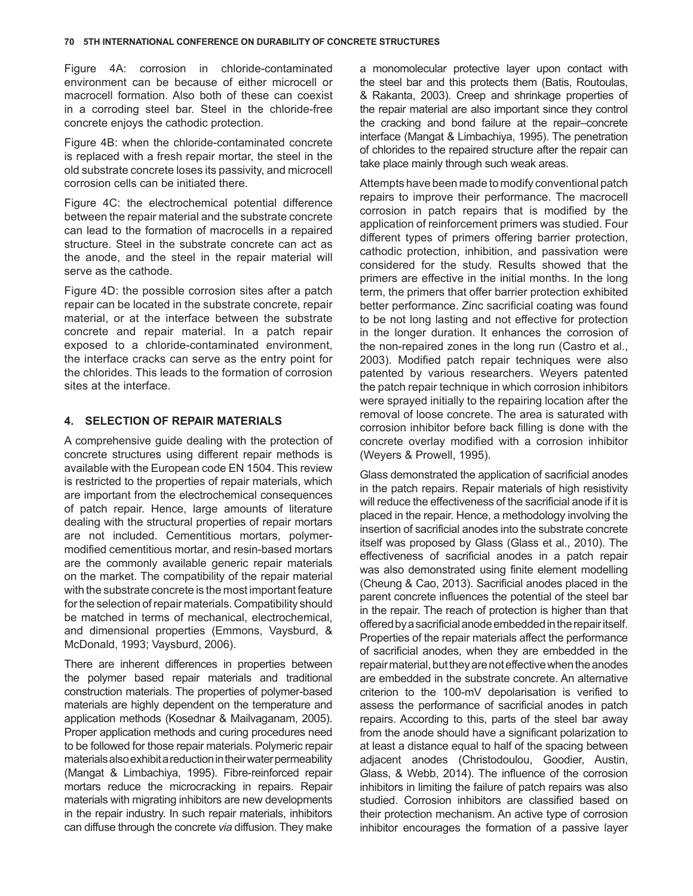Figure 4A: corrosion in chloride-contaminated environment can be because of either microcell or macrocell formation. Also both of these can coexist in a corroding steel bar. Steel in the chloride-free concrete enjoys the cathodic protection.

Figure 4B: when the chloride-contaminated concrete is replaced with a fresh repair mortar, the steel in the old substrate concrete loses its passivity, and microcell corrosion cells can be initiated there.

Figure 4C: the electrochemical potential difference between the repair material and the substrate concrete can lead to the formation of macrocells in a repaired structure. Steel in the substrate concrete can act as the anode, and the steel in the repair material will serve as the cathode.

Figure 4D: the possible corrosion sites after a patch repair can be located in the substrate concrete, repair material, or at the interface between the substrate concrete and repair material. In a patch repair exposed to a chloride-contaminated environment, the interface cracks can serve as the entry point for the chlorides. This leads to the formation of corrosion sites at the interface.

## 4. SELECTION OF REPAIR MATERIALS

A comprehensive guide dealing with the protection of concrete structures using different repair methods is available with the European code EN 1504. This review is restricted to the properties of repair materials, which are important from the electrochemical consequences of patch repair. Hence, large amounts of literature dealing with the structural properties of repair mortars are not included. Cementitious mortars, polymer-modified cementitious mortar, and resin-based mortars are the commonly available generic repair materials on the market. The compatibility of the repair material with the substrate concrete is the most important feature for the selection of repair materials. Compatibility should be matched in terms of mechanical, electrochemical, and dimensional properties (Emmons, Vaysburd, & McDonald, 1993; Vaysburd, 2006).

There are inherent differences in properties between the polymer based repair materials and traditional construction materials. The properties of polymer-based materials are highly dependent on the temperature and application methods (Kosednar & Mailvaganam, 2005). Proper application methods and curing procedures need to be followed for those repair materials. Polymeric repair materials also exhibit a reduction in their water permeability (Mangat & Limbachiya, 1995). Fibre-reinforced repair mortars reduce the microcracking in repairs. Repair materials with migrating inhibitors are new developments in the repair industry. In such repair materials, inhibitors can diffuse through the concrete *via* diffusion. They make a monomolecular protective layer upon contact with the steel bar and this protects them (Batis, Routoulas, & Rakanta, 2003). Creep and shrinkage properties of the repair material are also important since they control the cracking and bond failure at the repair–concrete interface (Mangat & Limbachiya, 1995). The penetration of chlorides to the repaired structure after the repair can take place mainly through such weak areas.

Attempts have been made to modify conventional patch repairs to improve their performance. The macrocell corrosion in patch repairs that is modified by the application of reinforcement primers was studied. Four different types of primers offering barrier protection, cathodic protection, inhibition, and passivation were considered for the study. Results showed that the primers are effective in the initial months. In the long term, the primers that offer barrier protection exhibited better performance. Zinc sacrificial coating was found to be not long lasting and not effective for protection in the longer duration. It enhances the corrosion of the non-repaired zones in the long run (Castro et al., 2003). Modified patch repair techniques were also patented by various researchers. Weyers patented the patch repair technique in which corrosion inhibitors were sprayed initially to the repairing location after the removal of loose concrete. The area is saturated with corrosion inhibitor before back filling is done with the concrete overlay modified with a corrosion inhibitor (Weyers & Prowell, 1995).

Glass demonstrated the application of sacrificial anodes in the patch repairs. Repair materials of high resistivity will reduce the effectiveness of the sacrificial anode if it is placed in the repair. Hence, a methodology involving the insertion of sacrificial anodes into the substrate concrete itself was proposed by Glass (Glass et al., 2010). The effectiveness of sacrificial anodes in a patch repair was also demonstrated using finite element modelling (Cheung & Cao, 2013). Sacrificial anodes placed in the parent concrete influences the potential of the steel bar in the repair. The reach of protection is higher than that offered by a sacrificial anode embedded in the repair itself. Properties of the repair materials affect the performance of sacrificial anodes, when they are embedded in the repair material, but they are not effective when the anodes are embedded in the substrate concrete. An alternative criterion to the 100-mV depolarisation is verified to assess the performance of sacrificial anodes in patch repairs. According to this, parts of the steel bar away from the anode should have a significant polarization to at least a distance equal to half of the spacing between adjacent anodes (Christodoulou, Goodier, Austin, Glass, & Webb, 2014). The influence of the corrosion inhibitors in limiting the failure of patch repairs was also studied. Corrosion inhibitors are classified based on their protection mechanism. An active type of corrosion inhibitor encourages the formation of a passive layer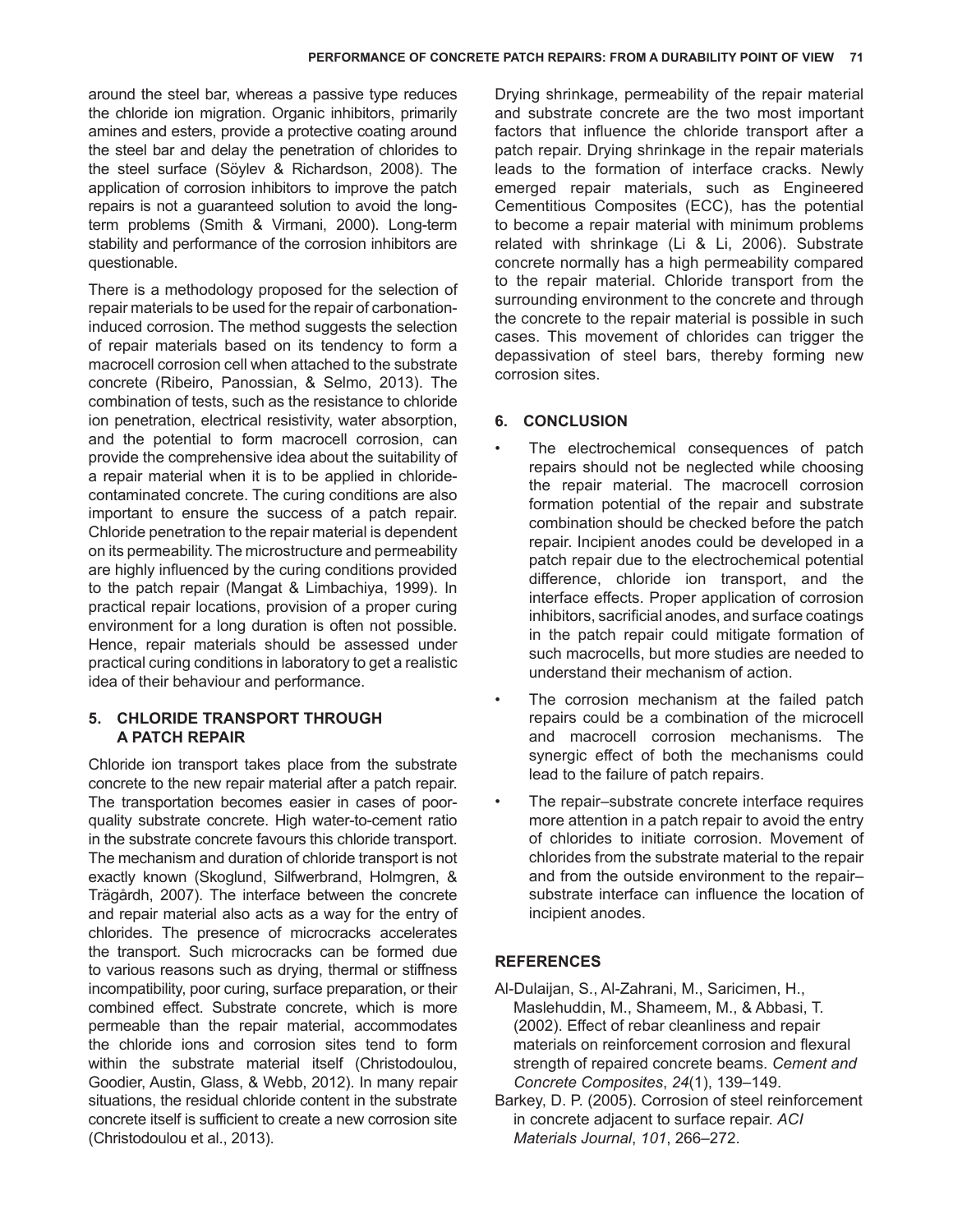around the steel bar, whereas a passive type reduces the chloride ion migration. Organic inhibitors, primarily amines and esters, provide a protective coating around the steel bar and delay the penetration of chlorides to the steel surface (Söylev & Richardson, 2008). The application of corrosion inhibitors to improve the patch repairs is not a guaranteed solution to avoid the long-term problems (Smith & Virmani, 2000). Long-term stability and performance of the corrosion inhibitors are questionable.

There is a methodology proposed for the selection of repair materials to be used for the repair of carbonation-induced corrosion. The method suggests the selection of repair materials based on its tendency to form a macrocell corrosion cell when attached to the substrate concrete (Ribeiro, Panossian, & Selmo, 2013). The combination of tests, such as the resistance to chloride ion penetration, electrical resistivity, water absorption, and the potential to form macrocell corrosion, can provide the comprehensive idea about the suitability of a repair material when it is to be applied in chloride-contaminated concrete. The curing conditions are also important to ensure the success of a patch repair. Chloride penetration to the repair material is dependent on its permeability. The microstructure and permeability are highly influenced by the curing conditions provided to the patch repair (Mangat & Limbachiya, 1999). In practical repair locations, provision of a proper curing environment for a long duration is often not possible. Hence, repair materials should be assessed under practical curing conditions in laboratory to get a realistic idea of their behaviour and performance.

## 5. CHLORIDE TRANSPORT THROUGH A PATCH REPAIR

Chloride ion transport takes place from the substrate concrete to the new repair material after a patch repair. The transportation becomes easier in cases of poor-quality substrate concrete. High water-to-cement ratio in the substrate concrete favours this chloride transport. The mechanism and duration of chloride transport is not exactly known (Skoglund, Silfwerbrand, Holmgren, & Trägårdh, 2007). The interface between the concrete and repair material also acts as a way for the entry of chlorides. The presence of microcracks accelerates the transport. Such microcracks can be formed due to various reasons such as drying, thermal or stiffness incompatibility, poor curing, surface preparation, or their combined effect. Substrate concrete, which is more permeable than the repair material, accommodates the chloride ions and corrosion sites tend to form within the substrate material itself (Christodoulou, Goodier, Austin, Glass, & Webb, 2012). In many repair situations, the residual chloride content in the substrate concrete itself is sufficient to create a new corrosion site (Christodoulou et al., 2013).

Drying shrinkage, permeability of the repair material and substrate concrete are the two most important factors that influence the chloride transport after a patch repair. Drying shrinkage in the repair materials leads to the formation of interface cracks. Newly emerged repair materials, such as Engineered Cementitious Composites (ECC), has the potential to become a repair material with minimum problems related with shrinkage (Li & Li, 2006). Substrate concrete normally has a high permeability compared to the repair material. Chloride transport from the surrounding environment to the concrete and through the concrete to the repair material is possible in such cases. This movement of chlorides can trigger the depassivation of steel bars, thereby forming new corrosion sites.

## 6. CONCLUSION

- The electrochemical consequences of patch repairs should not be neglected while choosing the repair material. The macrocell corrosion formation potential of the repair and substrate combination should be checked before the patch repair. Incipient anodes could be developed in a patch repair due to the electrochemical potential difference, chloride ion transport, and the interface effects. Proper application of corrosion inhibitors, sacrificial anodes, and surface coatings in the patch repair could mitigate formation of such macrocells, but more studies are needed to understand their mechanism of action.
- The corrosion mechanism at the failed patch repairs could be a combination of the microcell and macrocell corrosion mechanisms. The synergic effect of both the mechanisms could lead to the failure of patch repairs.
- The repair–substrate concrete interface requires more attention in a patch repair to avoid the entry of chlorides to initiate corrosion. Movement of chlorides from the substrate material to the repair and from the outside environment to the repair–substrate interface can influence the location of incipient anodes.

## REFERENCES

Al-Dulaijan, S., Al-Zahrani, M., Saricimen, H., Maslehuddin, M., Shameem, M., & Abbasi, T. (2002). Effect of rebar cleanliness and repair materials on reinforcement corrosion and flexural strength of repaired concrete beams. *Cement and Concrete Composites*, *24*(1), 139–149.

Barkey, D. P. (2005). Corrosion of steel reinforcement in concrete adjacent to surface repair. *ACI Materials Journal*, *101*, 266–272.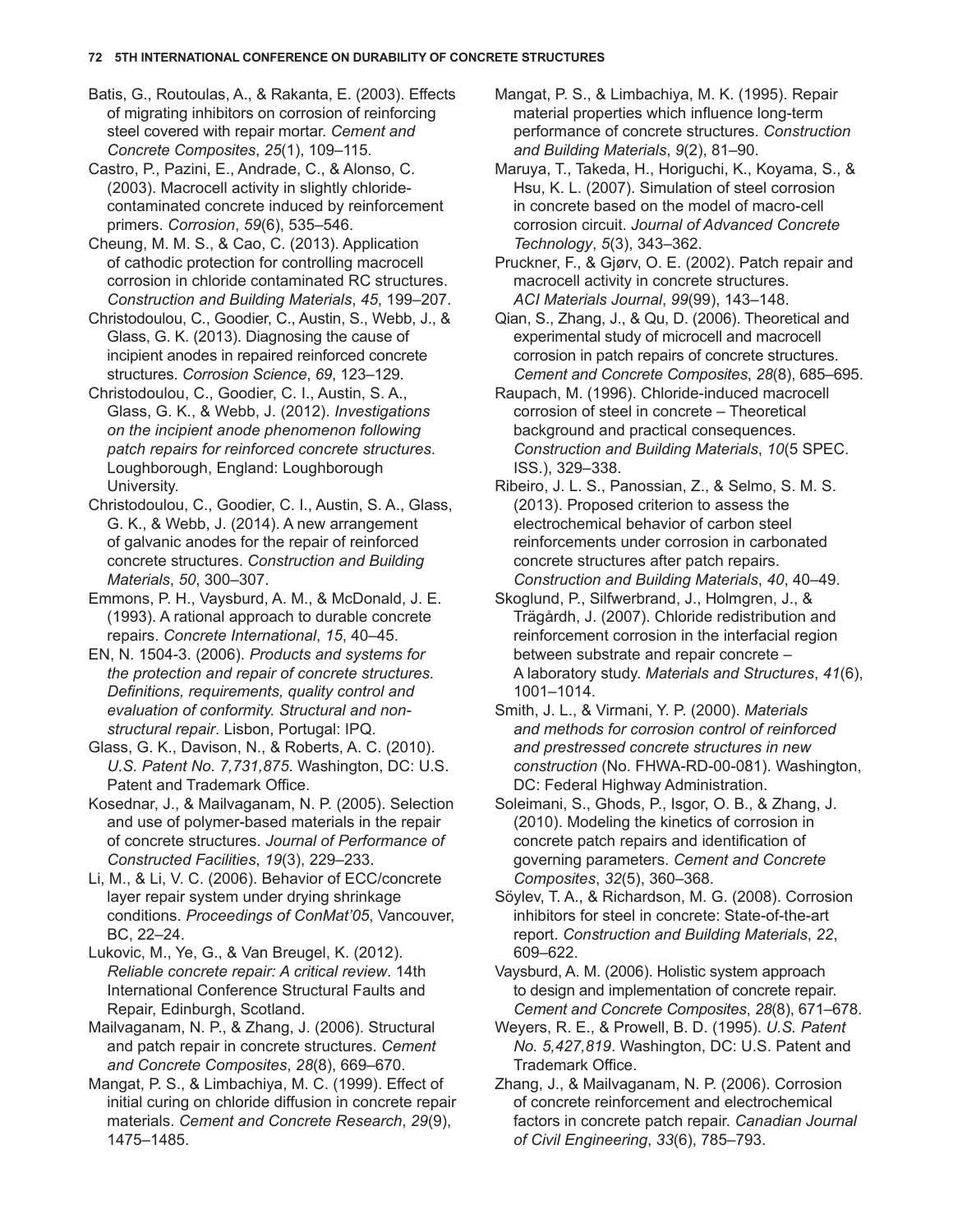Batis, G., Routoulas, A., & Rakanta, E. (2003). Effects of migrating inhibitors on corrosion of reinforcing steel covered with repair mortar. *Cement and Concrete Composites*, *25*(1), 109–115.

Castro, P., Pazini, E., Andrade, C., & Alonso, C. (2003). Macrocell activity in slightly chloride-contaminated concrete induced by reinforcement primers. *Corrosion*, *59*(6), 535–546.

Cheung, M. M. S., & Cao, C. (2013). Application of cathodic protection for controlling macrocell corrosion in chloride contaminated RC structures. *Construction and Building Materials*, *45*, 199–207.

Christodoulou, C., Goodier, C., Austin, S., Webb, J., & Glass, G. K. (2013). Diagnosing the cause of incipient anodes in repaired reinforced concrete structures. *Corrosion Science*, *69*, 123–129.

Christodoulou, C., Goodier, C. I., Austin, S. A., Glass, G. K., & Webb, J. (2012). *Investigations on the incipient anode phenomenon following patch repairs for reinforced concrete structures*. Loughborough, England: Loughborough University.

Christodoulou, C., Goodier, C. I., Austin, S. A., Glass, G. K., & Webb, J. (2014). A new arrangement of galvanic anodes for the repair of reinforced concrete structures. *Construction and Building Materials*, *50*, 300–307.

Emmons, P. H., Vaysburd, A. M., & McDonald, J. E. (1993). A rational approach to durable concrete repairs. *Concrete International*, *15*, 40–45.

EN, N. 1504-3. (2006). *Products and systems for the protection and repair of concrete structures. Definitions, requirements, quality control and evaluation of conformity. Structural and non-structural repair*. Lisbon, Portugal: IPQ.

Glass, G. K., Davison, N., & Roberts, A. C. (2010). *U.S. Patent No. 7,731,875*. Washington, DC: U.S. Patent and Trademark Office.

Kosednar, J., & Mailvaganam, N. P. (2005). Selection and use of polymer-based materials in the repair of concrete structures. *Journal of Performance of Constructed Facilities*, *19*(3), 229–233.

Li, M., & Li, V. C. (2006). Behavior of ECC/concrete layer repair system under drying shrinkage conditions. *Proceedings of ConMat'05*, Vancouver, BC, 22–24.

Lukovic, M., Ye, G., & Van Breugel, K. (2012). *Reliable concrete repair: A critical review*. 14th International Conference Structural Faults and Repair, Edinburgh, Scotland.

Mailvaganam, N. P., & Zhang, J. (2006). Structural and patch repair in concrete structures. *Cement and Concrete Composites*, *28*(8), 669–670.

Mangat, P. S., & Limbachiya, M. C. (1999). Effect of initial curing on chloride diffusion in concrete repair materials. *Cement and Concrete Research*, *29*(9), 1475–1485.

Mangat, P. S., & Limbachiya, M. K. (1995). Repair material properties which influence long-term performance of concrete structures. *Construction and Building Materials*, *9*(2), 81–90.

Maruya, T., Takeda, H., Horiguchi, K., Koyama, S., & Hsu, K. L. (2007). Simulation of steel corrosion in concrete based on the model of macro-cell corrosion circuit. *Journal of Advanced Concrete Technology*, *5*(3), 343–362.

Pruckner, F., & Gjørv, O. E. (2002). Patch repair and macrocell activity in concrete structures. *ACI Materials Journal*, *99*(99), 143–148.

Qian, S., Zhang, J., & Qu, D. (2006). Theoretical and experimental study of microcell and macrocell corrosion in patch repairs of concrete structures. *Cement and Concrete Composites*, *28*(8), 685–695.

Raupach, M. (1996). Chloride-induced macrocell corrosion of steel in concrete – Theoretical background and practical consequences. *Construction and Building Materials*, *10*(5 SPEC. ISS.), 329–338.

Ribeiro, J. L. S., Panossian, Z., & Selmo, S. M. S. (2013). Proposed criterion to assess the electrochemical behavior of carbon steel reinforcements under corrosion in carbonated concrete structures after patch repairs. *Construction and Building Materials*, *40*, 40–49.

Skoglund, P., Silfwerbrand, J., Holmgren, J., & Trägårdh, J. (2007). Chloride redistribution and reinforcement corrosion in the interfacial region between substrate and repair concrete – A laboratory study. *Materials and Structures*, *41*(6), 1001–1014.

Smith, J. L., & Virmani, Y. P. (2000). *Materials and methods for corrosion control of reinforced and prestressed concrete structures in new construction* (No. FHWA-RD-00-081). Washington, DC: Federal Highway Administration.

Soleimani, S., Ghods, P., Isgor, O. B., & Zhang, J. (2010). Modeling the kinetics of corrosion in concrete patch repairs and identification of governing parameters. *Cement and Concrete Composites*, *32*(5), 360–368.

Söylev, T. A., & Richardson, M. G. (2008). Corrosion inhibitors for steel in concrete: State-of-the-art report. *Construction and Building Materials*, *22*, 609–622.

Vaysburd, A. M. (2006). Holistic system approach to design and implementation of concrete repair. *Cement and Concrete Composites*, *28*(8), 671–678.

Weyers, R. E., & Prowell, B. D. (1995). *U.S. Patent No. 5,427,819*. Washington, DC: U.S. Patent and Trademark Office.

Zhang, J., & Mailvaganam, N. P. (2006). Corrosion of concrete reinforcement and electrochemical factors in concrete patch repair. *Canadian Journal of Civil Engineering*, *33*(6), 785–793.